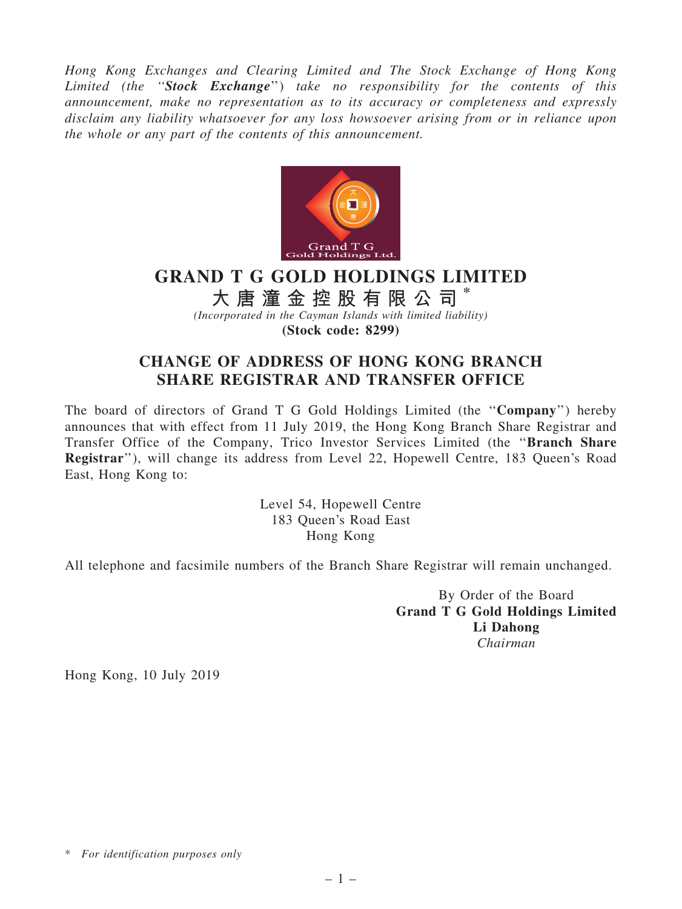*Hong Kong Exchanges and Clearing Limited and The Stock Exchange of Hong Kong Limited (the "**Stock Exchange**") take no responsibility for the contents of this announcement, make no representation as to its accuracy or completeness and expressly disclaim any liability whatsoever for any loss howsoever arising from or in reliance upon the whole or any part of the contents of this announcement.*

# GRAND T G GOLD HOLDINGS LIMITED

# 大唐潼金控股有限公司*

*(Incorporated in the Cayman Islands with limited liability)*

**(Stock code: 8299)**

## CHANGE OF ADDRESS OF HONG KONG BRANCH SHARE REGISTRAR AND TRANSFER OFFICE

The board of directors of Grand T G Gold Holdings Limited (the "**Company**") hereby announces that with effect from 11 July 2019, the Hong Kong Branch Share Registrar and Transfer Office of the Company, Trico Investor Services Limited (the "**Branch Share Registrar**"), will change its address from Level 22, Hopewell Centre, 183 Queen's Road East, Hong Kong to:

Level 54, Hopewell Centre
183 Queen's Road East
Hong Kong

All telephone and facsimile numbers of the Branch Share Registrar will remain unchanged.

By Order of the Board
**Grand T G Gold Holdings Limited**
**Li Dahong**
*Chairman*

Hong Kong, 10 July 2019

\* *For identification purposes only*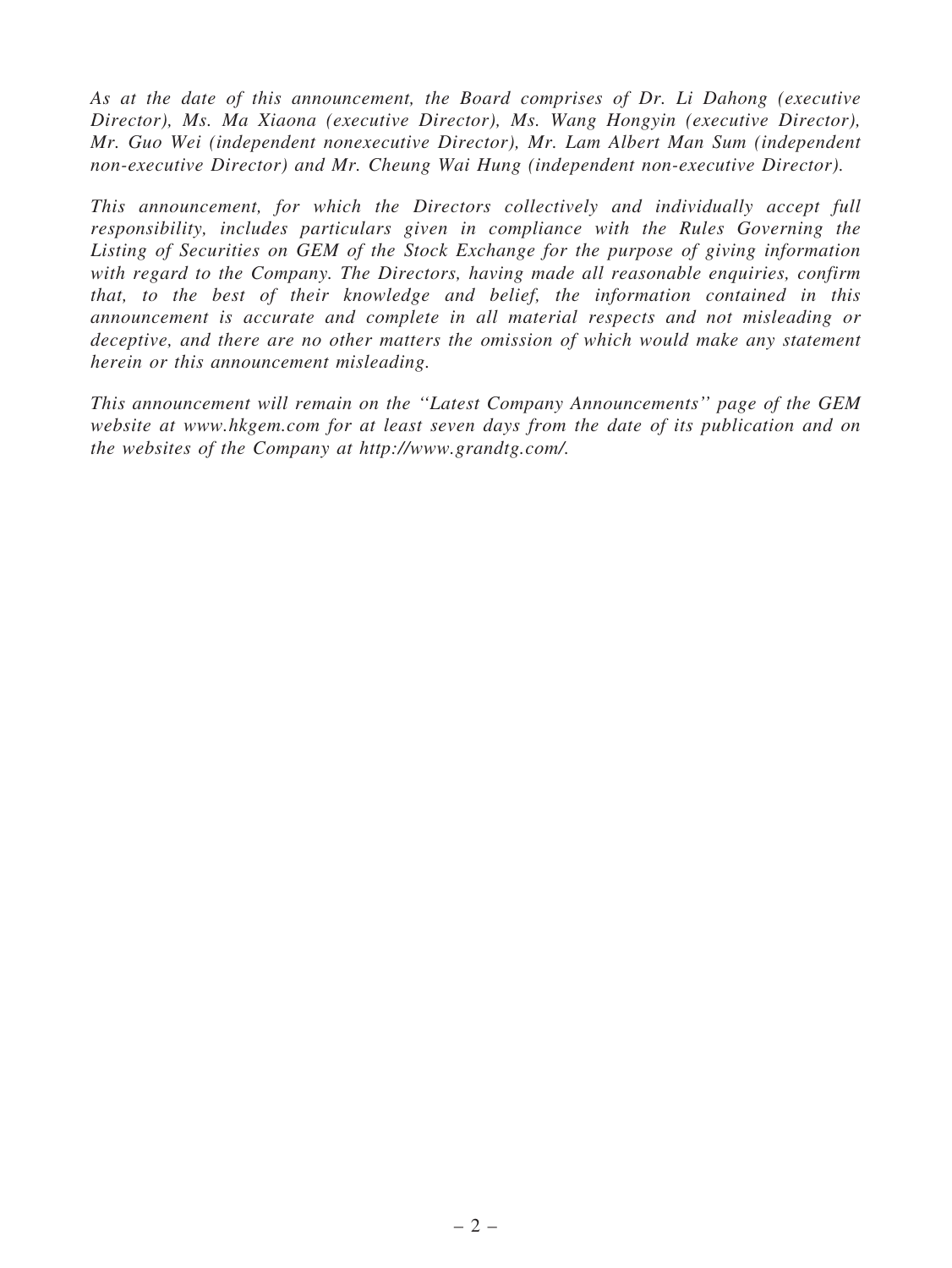*As at the date of this announcement, the Board comprises of Dr. Li Dahong (executive Director), Ms. Ma Xiaona (executive Director), Ms. Wang Hongyin (executive Director), Mr. Guo Wei (independent nonexecutive Director), Mr. Lam Albert Man Sum (independent non-executive Director) and Mr. Cheung Wai Hung (independent non-executive Director).*

*This announcement, for which the Directors collectively and individually accept full responsibility, includes particulars given in compliance with the Rules Governing the Listing of Securities on GEM of the Stock Exchange for the purpose of giving information with regard to the Company. The Directors, having made all reasonable enquiries, confirm that, to the best of their knowledge and belief, the information contained in this announcement is accurate and complete in all material respects and not misleading or deceptive, and there are no other matters the omission of which would make any statement herein or this announcement misleading.*

*This announcement will remain on the ''Latest Company Announcements'' page of the GEM website at www.hkgem.com for at least seven days from the date of its publication and on the websites of the Company at http://www.grandtg.com/.*